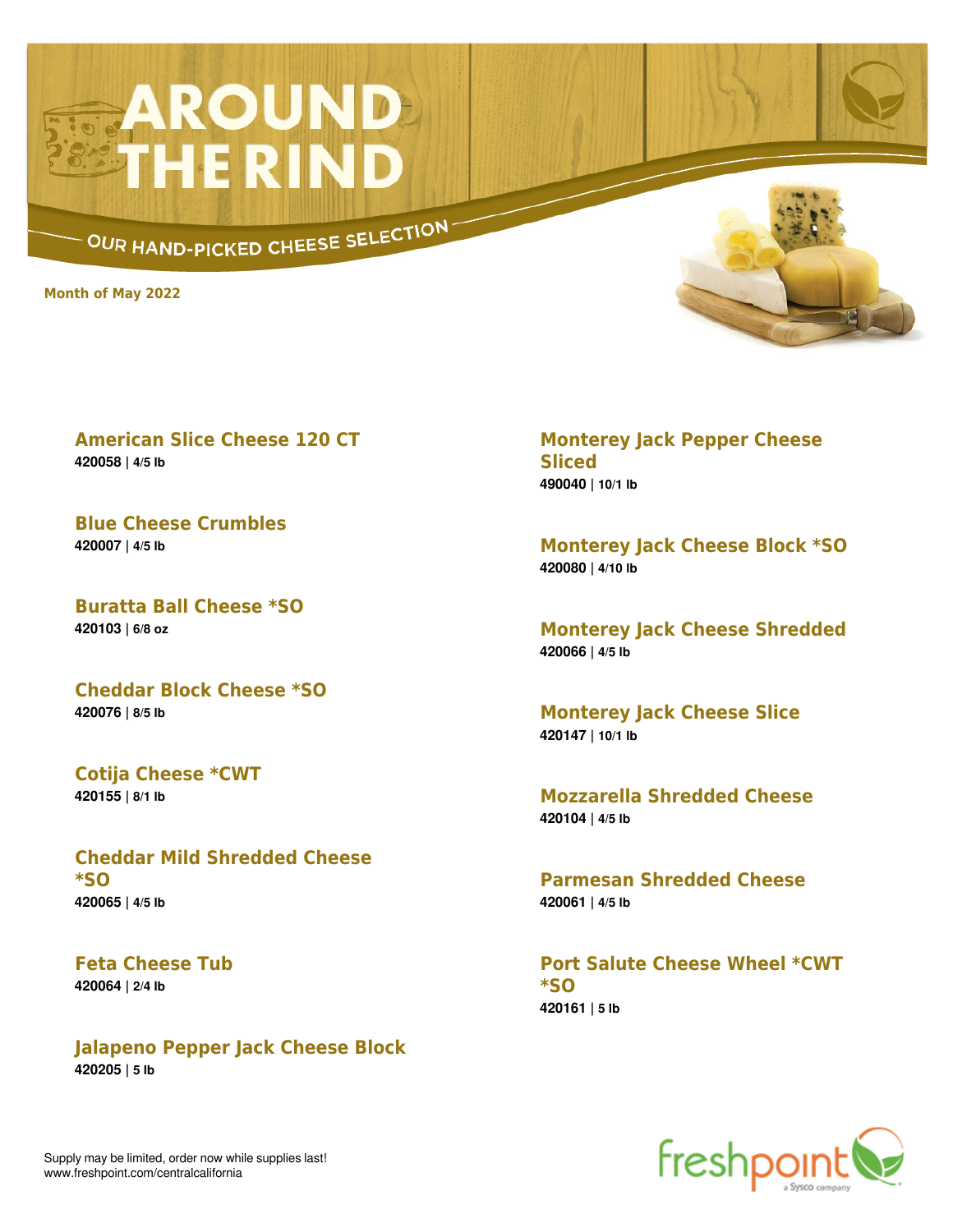# AROUND THE RIND

OUR HAND-PICKED CHEESE SELECTION

**Month of May 2022**

### American Slice Cheese 120 CT
**420058 | 4/5 lb**

### Blue Cheese Crumbles
**420007 | 4/5 lb**

### Buratta Ball Cheese *SO
**420103 | 6/8 oz**

### Cheddar Block Cheese *SO
**420076 | 8/5 lb**

### Cotija Cheese *CWT
**420155 | 8/1 lb**

### Cheddar Mild Shredded Cheese *SO
**420065 | 4/5 lb**

### Feta Cheese Tub
**420064 | 2/4 lb**

### Jalapeno Pepper Jack Cheese Block
**420205 | 5 lb**

### Monterey Jack Pepper Cheese Sliced
**490040 | 10/1 lb**

### Monterey Jack Cheese Block *SO
**420080 | 4/10 lb**

### Monterey Jack Cheese Shredded
**420066 | 4/5 lb**

### Monterey Jack Cheese Slice
**420147 | 10/1 lb**

### Mozzarella Shredded Cheese
**420104 | 4/5 lb**

### Parmesan Shredded Cheese
**420061 | 4/5 lb**

### Port Salute Cheese Wheel *CWT *SO
**420161 | 5 lb**

Supply may be limited, order now while supplies last!
www.freshpoint.com/centralcalifornia

freshpoint a Sysco company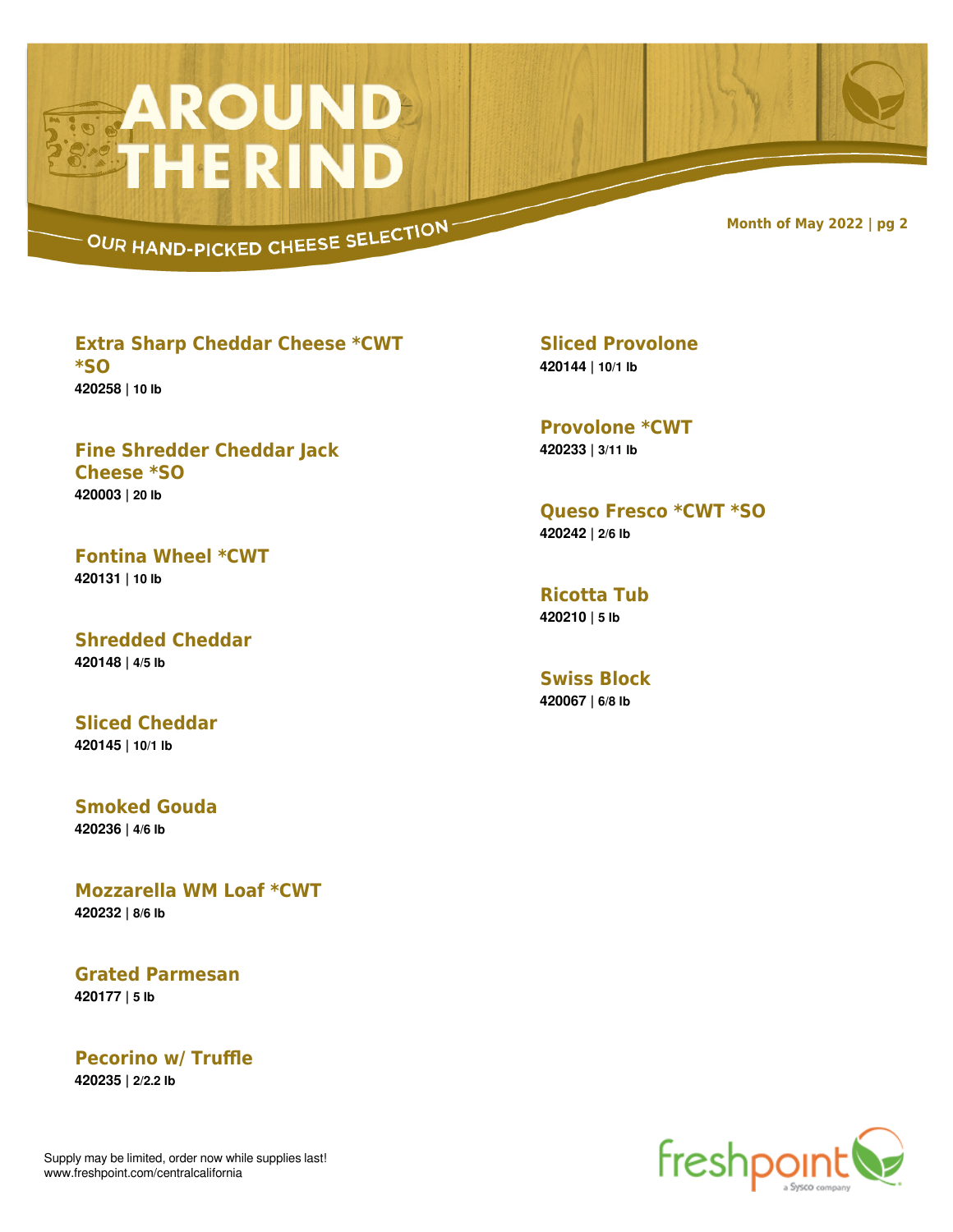# AROUND THE RIND

OUR HAND-PICKED CHEESE SELECTION

Month of May 2022 | pg 2

### Extra Sharp Cheddar Cheese *CWT *SO
**420258 | 10 lb**

### Fine Shredder Cheddar Jack Cheese *SO
**420003 | 20 lb**

### Fontina Wheel *CWT
**420131 | 10 lb**

### Shredded Cheddar
**420148 | 4/5 lb**

### Sliced Cheddar
**420145 | 10/1 lb**

### Smoked Gouda
**420236 | 4/6 lb**

### Mozzarella WM Loaf *CWT
**420232 | 8/6 lb**

### Grated Parmesan
**420177 | 5 lb**

### Pecorino w/ Truffle
**420235 | 2/2.2 lb**

### Sliced Provolone
**420144 | 10/1 lb**

### Provolone *CWT
**420233 | 3/11 lb**

### Queso Fresco *CWT *SO
**420242 | 2/6 lb**

### Ricotta Tub
**420210 | 5 lb**

### Swiss Block
**420067 | 6/8 lb**

Supply may be limited, order now while supplies last!
www.freshpoint.com/centralcalifornia

freshpoint a Sysco company